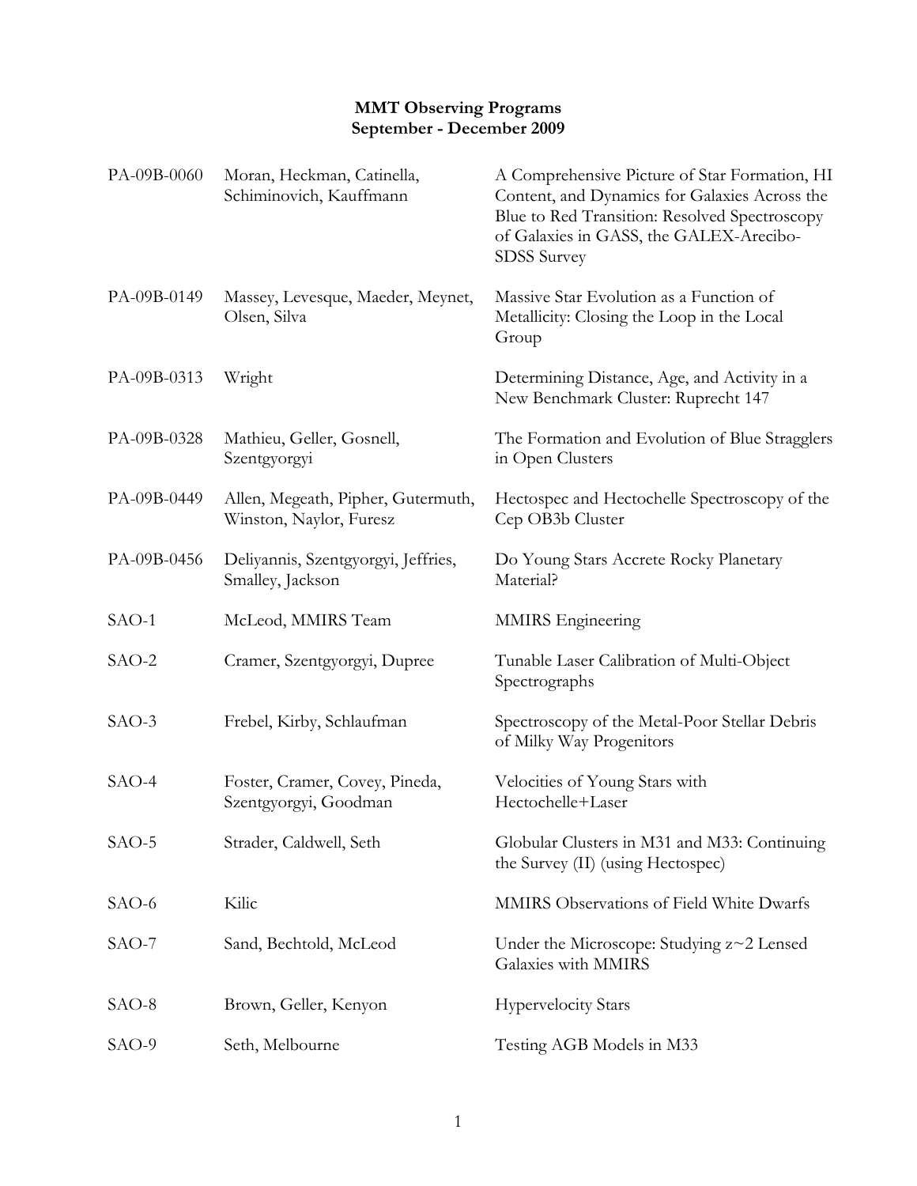**MMT Observing Programs**
**September - December 2009**

| | | |
|---|---|---|
| PA-09B-0060 | Moran, Heckman, Catinella, Schiminovich, Kauffmann | A Comprehensive Picture of Star Formation, HI Content, and Dynamics for Galaxies Across the Blue to Red Transition: Resolved Spectroscopy of Galaxies in GASS, the GALEX-Arecibo-SDSS Survey |
| PA-09B-0149 | Massey, Levesque, Maeder, Meynet, Olsen, Silva | Massive Star Evolution as a Function of Metallicity: Closing the Loop in the Local Group |
| PA-09B-0313 | Wright | Determining Distance, Age, and Activity in a New Benchmark Cluster: Ruprecht 147 |
| PA-09B-0328 | Mathieu, Geller, Gosnell, Szentgyorgyi | The Formation and Evolution of Blue Stragglers in Open Clusters |
| PA-09B-0449 | Allen, Megeath, Pipher, Gutermuth, Winston, Naylor, Furesz | Hectospec and Hectochelle Spectroscopy of the Cep OB3b Cluster |
| PA-09B-0456 | Deliyannis, Szentgyorgyi, Jeffries, Smalley, Jackson | Do Young Stars Accrete Rocky Planetary Material? |
| SAO-1 | McLeod, MMIRS Team | MMIRS Engineering |
| SAO-2 | Cramer, Szentgyorgyi, Dupree | Tunable Laser Calibration of Multi-Object Spectrographs |
| SAO-3 | Frebel, Kirby, Schlaufman | Spectroscopy of the Metal-Poor Stellar Debris of Milky Way Progenitors |
| SAO-4 | Foster, Cramer, Covey, Pineda, Szentgyorgyi, Goodman | Velocities of Young Stars with Hectochelle+Laser |
| SAO-5 | Strader, Caldwell, Seth | Globular Clusters in M31 and M33: Continuing the Survey (II) (using Hectospec) |
| SAO-6 | Kilic | MMIRS Observations of Field White Dwarfs |
| SAO-7 | Sand, Bechtold, McLeod | Under the Microscope: Studying $z\sim2$ Lensed Galaxies with MMIRS |
| SAO-8 | Brown, Geller, Kenyon | Hypervelocity Stars |
| SAO-9 | Seth, Melbourne | Testing AGB Models in M33 |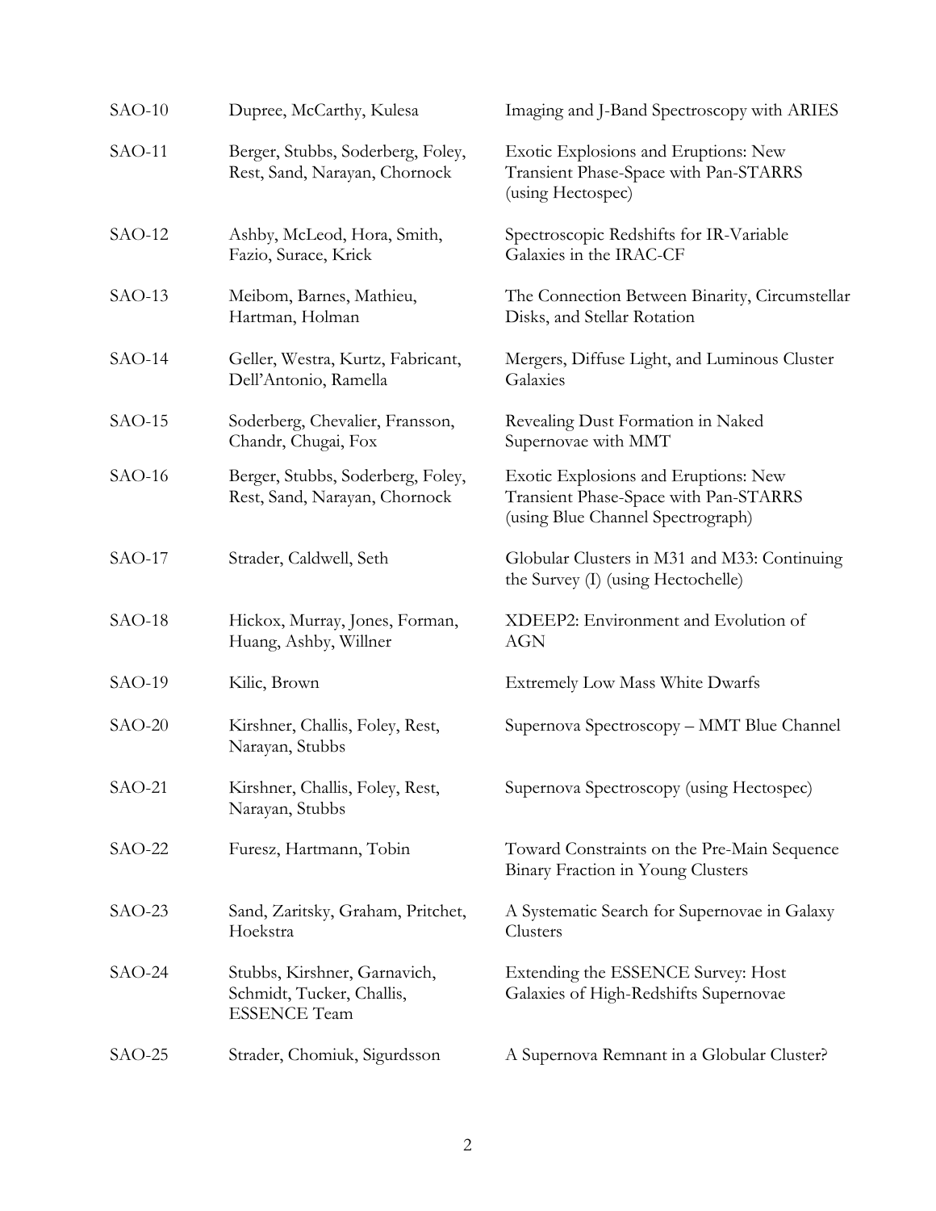| | | |
|---|---|---|
| SAO-10 | Dupree, McCarthy, Kulesa | Imaging and J-Band Spectroscopy with ARIES |
| SAO-11 | Berger, Stubbs, Soderberg, Foley, Rest, Sand, Narayan, Chornock | Exotic Explosions and Eruptions: New Transient Phase-Space with Pan-STARRS (using Hectospec) |
| SAO-12 | Ashby, McLeod, Hora, Smith, Fazio, Surace, Krick | Spectroscopic Redshifts for IR-Variable Galaxies in the IRAC-CF |
| SAO-13 | Meibom, Barnes, Mathieu, Hartman, Holman | The Connection Between Binarity, Circumstellar Disks, and Stellar Rotation |
| SAO-14 | Geller, Westra, Kurtz, Fabricant, Dell'Antonio, Ramella | Mergers, Diffuse Light, and Luminous Cluster Galaxies |
| SAO-15 | Soderberg, Chevalier, Fransson, Chandr, Chugai, Fox | Revealing Dust Formation in Naked Supernovae with MMT |
| SAO-16 | Berger, Stubbs, Soderberg, Foley, Rest, Sand, Narayan, Chornock | Exotic Explosions and Eruptions: New Transient Phase-Space with Pan-STARRS (using Blue Channel Spectrograph) |
| SAO-17 | Strader, Caldwell, Seth | Globular Clusters in M31 and M33: Continuing the Survey (I) (using Hectochelle) |
| SAO-18 | Hickox, Murray, Jones, Forman, Huang, Ashby, Willner | XDEEP2: Environment and Evolution of AGN |
| SAO-19 | Kilic, Brown | Extremely Low Mass White Dwarfs |
| SAO-20 | Kirshner, Challis, Foley, Rest, Narayan, Stubbs | Supernova Spectroscopy – MMT Blue Channel |
| SAO-21 | Kirshner, Challis, Foley, Rest, Narayan, Stubbs | Supernova Spectroscopy (using Hectospec) |
| SAO-22 | Furesz, Hartmann, Tobin | Toward Constraints on the Pre-Main Sequence Binary Fraction in Young Clusters |
| SAO-23 | Sand, Zaritsky, Graham, Pritchet, Hoekstra | A Systematic Search for Supernovae in Galaxy Clusters |
| SAO-24 | Stubbs, Kirshner, Garnavich, Schmidt, Tucker, Challis, ESSENCE Team | Extending the ESSENCE Survey: Host Galaxies of High-Redshifts Supernovae |
| SAO-25 | Strader, Chomiuk, Sigurdsson | A Supernova Remnant in a Globular Cluster? |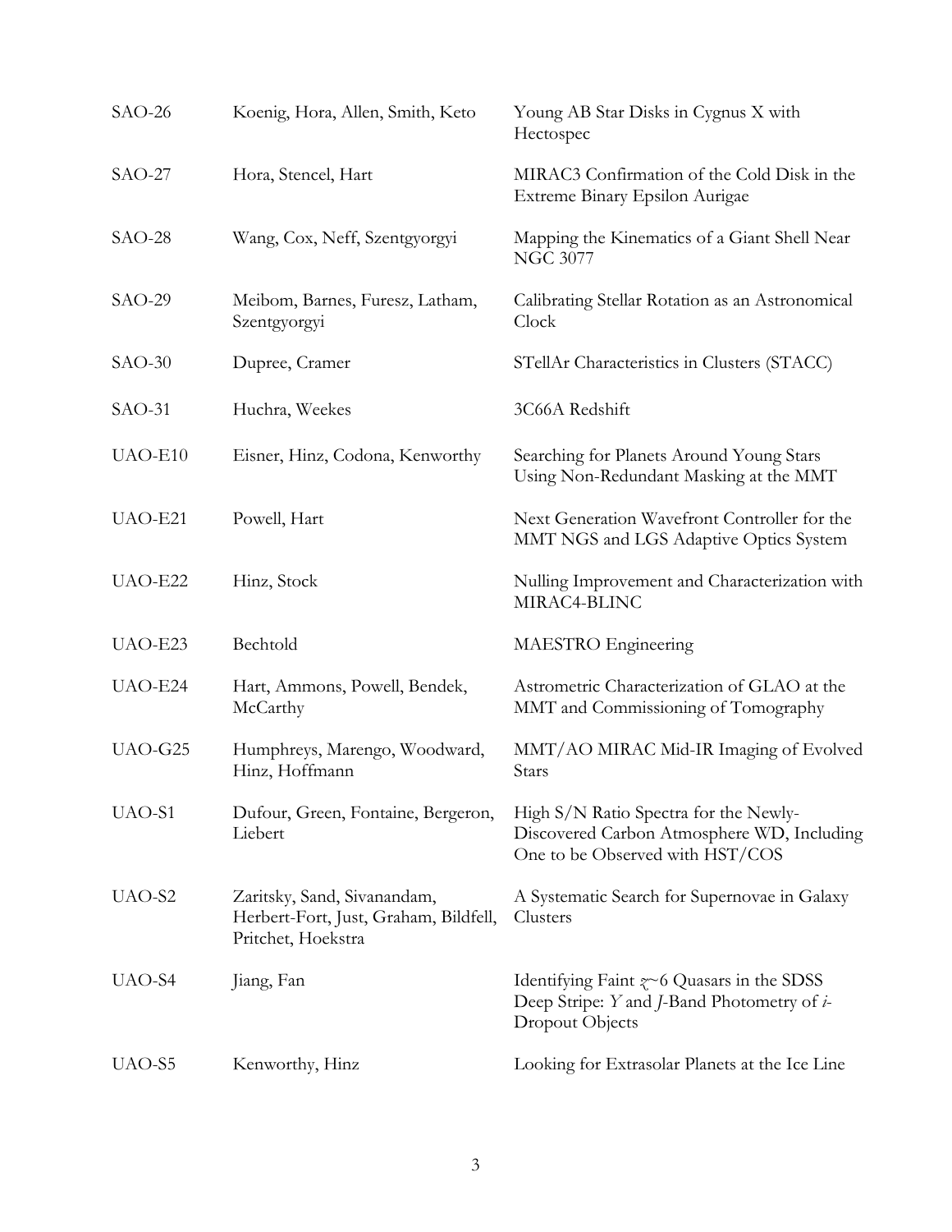| | | |
|---|---|---|
| SAO-26 | Koenig, Hora, Allen, Smith, Keto | Young AB Star Disks in Cygnus X with Hectospec |
| SAO-27 | Hora, Stencel, Hart | MIRAC3 Confirmation of the Cold Disk in the Extreme Binary Epsilon Aurigae |
| SAO-28 | Wang, Cox, Neff, Szentgyorgyi | Mapping the Kinematics of a Giant Shell Near NGC 3077 |
| SAO-29 | Meibom, Barnes, Furesz, Latham, Szentgyorgyi | Calibrating Stellar Rotation as an Astronomical Clock |
| SAO-30 | Dupree, Cramer | STellAr Characteristics in Clusters (STACC) |
| SAO-31 | Huchra, Weekes | 3C66A Redshift |
| UAO-E10 | Eisner, Hinz, Codona, Kenworthy | Searching for Planets Around Young Stars Using Non-Redundant Masking at the MMT |
| UAO-E21 | Powell, Hart | Next Generation Wavefront Controller for the MMT NGS and LGS Adaptive Optics System |
| UAO-E22 | Hinz, Stock | Nulling Improvement and Characterization with MIRAC4-BLINC |
| UAO-E23 | Bechtold | MAESTRO Engineering |
| UAO-E24 | Hart, Ammons, Powell, Bendek, McCarthy | Astrometric Characterization of GLAO at the MMT and Commissioning of Tomography |
| UAO-G25 | Humphreys, Marengo, Woodward, Hinz, Hoffmann | MMT/AO MIRAC Mid-IR Imaging of Evolved Stars |
| UAO-S1 | Dufour, Green, Fontaine, Bergeron, Liebert | High S/N Ratio Spectra for the Newly-Discovered Carbon Atmosphere WD, Including One to be Observed with HST/COS |
| UAO-S2 | Zaritsky, Sand, Sivanandam, Herbert-Fort, Just, Graham, Bildfell, Pritchet, Hoekstra | A Systematic Search for Supernovae in Galaxy Clusters |
| UAO-S4 | Jiang, Fan | Identifying Faint $z$~6 Quasars in the SDSS Deep Stripe: *Y* and *J*-Band Photometry of *i*-Dropout Objects |
| UAO-S5 | Kenworthy, Hinz | Looking for Extrasolar Planets at the Ice Line |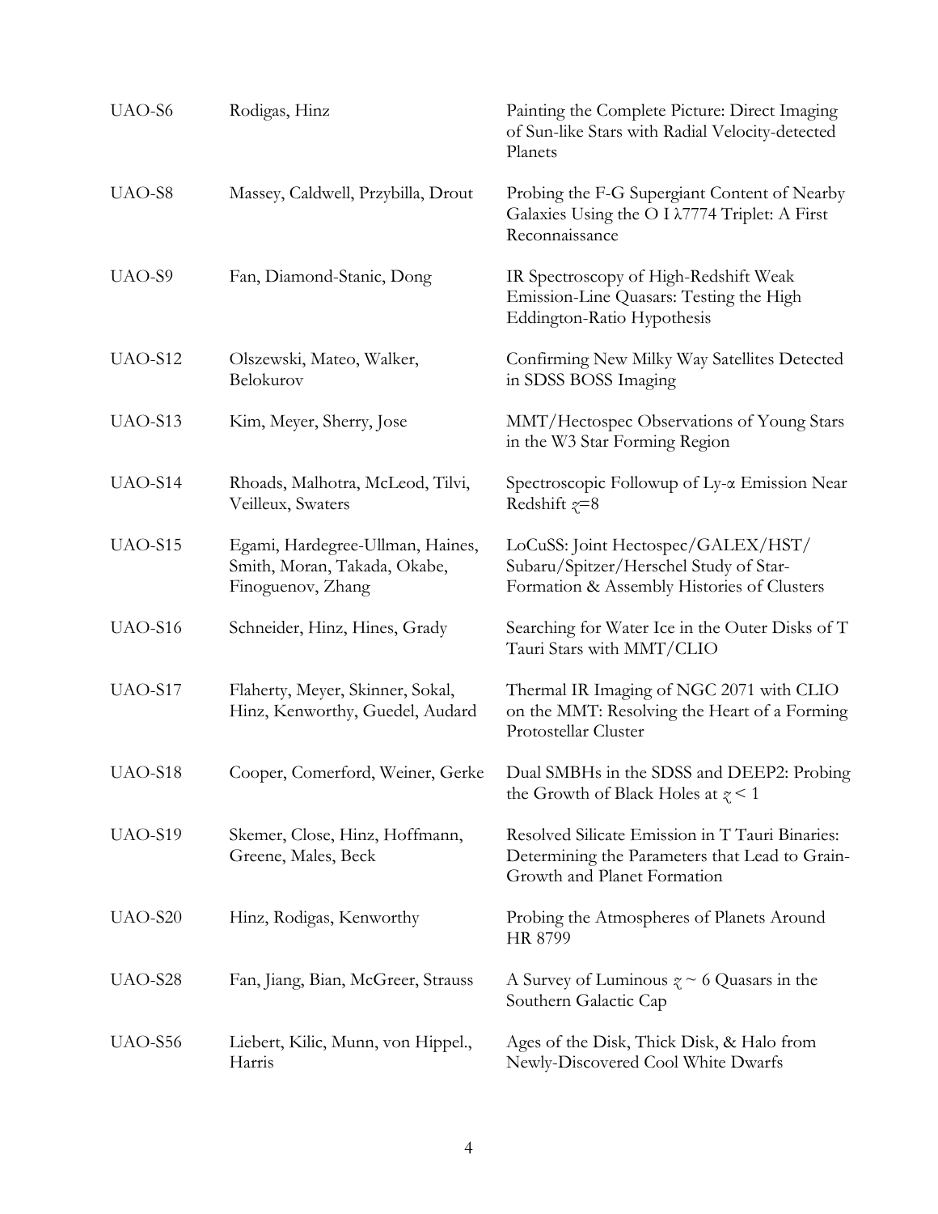| | | |
|---|---|---|
| UAO-S6 | Rodigas, Hinz | Painting the Complete Picture: Direct Imaging of Sun-like Stars with Radial Velocity-detected Planets |
| UAO-S8 | Massey, Caldwell, Przybilla, Drout | Probing the F-G Supergiant Content of Nearby Galaxies Using the O I λ7774 Triplet: A First Reconnaissance |
| UAO-S9 | Fan, Diamond-Stanic, Dong | IR Spectroscopy of High-Redshift Weak Emission-Line Quasars: Testing the High Eddington-Ratio Hypothesis |
| UAO-S12 | Olszewski, Mateo, Walker, Belokurov | Confirming New Milky Way Satellites Detected in SDSS BOSS Imaging |
| UAO-S13 | Kim, Meyer, Sherry, Jose | MMT/Hectospec Observations of Young Stars in the W3 Star Forming Region |
| UAO-S14 | Rhoads, Malhotra, McLeod, Tilvi, Veilleux, Swaters | Spectroscopic Followup of Ly-α Emission Near Redshift $z$=8 |
| UAO-S15 | Egami, Hardegree-Ullman, Haines, Smith, Moran, Takada, Okabe, Finoguenov, Zhang | LoCuSS: Joint Hectospec/GALEX/HST/ Subaru/Spitzer/Herschel Study of Star-Formation & Assembly Histories of Clusters |
| UAO-S16 | Schneider, Hinz, Hines, Grady | Searching for Water Ice in the Outer Disks of T Tauri Stars with MMT/CLIO |
| UAO-S17 | Flaherty, Meyer, Skinner, Sokal, Hinz, Kenworthy, Guedel, Audard | Thermal IR Imaging of NGC 2071 with CLIO on the MMT: Resolving the Heart of a Forming Protostellar Cluster |
| UAO-S18 | Cooper, Comerford, Weiner, Gerke | Dual SMBHs in the SDSS and DEEP2: Probing the Growth of Black Holes at $z < 1$ |
| UAO-S19 | Skemer, Close, Hinz, Hoffmann, Greene, Males, Beck | Resolved Silicate Emission in T Tauri Binaries: Determining the Parameters that Lead to Grain-Growth and Planet Formation |
| UAO-S20 | Hinz, Rodigas, Kenworthy | Probing the Atmospheres of Planets Around HR 8799 |
| UAO-S28 | Fan, Jiang, Bian, McGreer, Strauss | A Survey of Luminous $z \sim 6$ Quasars in the Southern Galactic Cap |
| UAO-S56 | Liebert, Kilic, Munn, von Hippel., Harris | Ages of the Disk, Thick Disk, & Halo from Newly-Discovered Cool White Dwarfs |